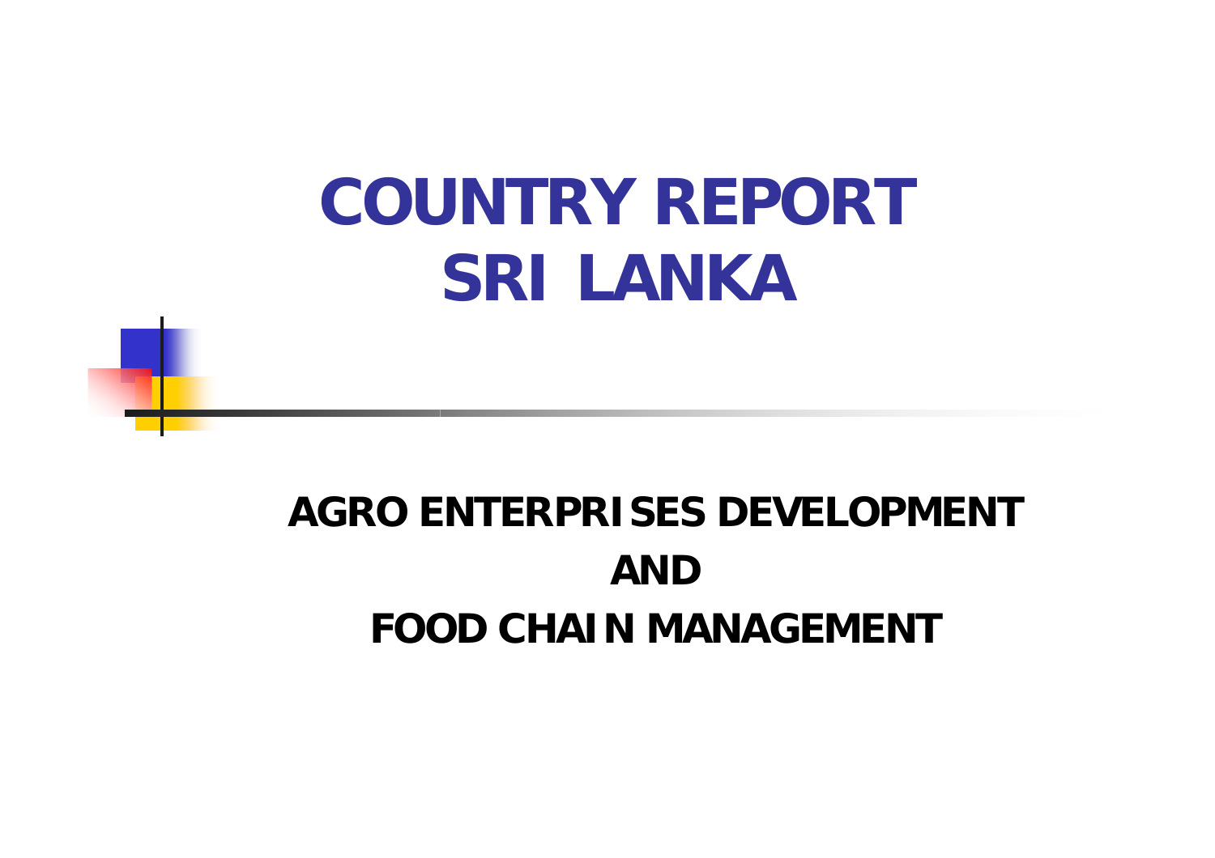# COUNTRY REPORT SRI LANKA

## AGRO ENTERPRISES DEVELOPMENT AND FOOD CHAIN MANAGEMENT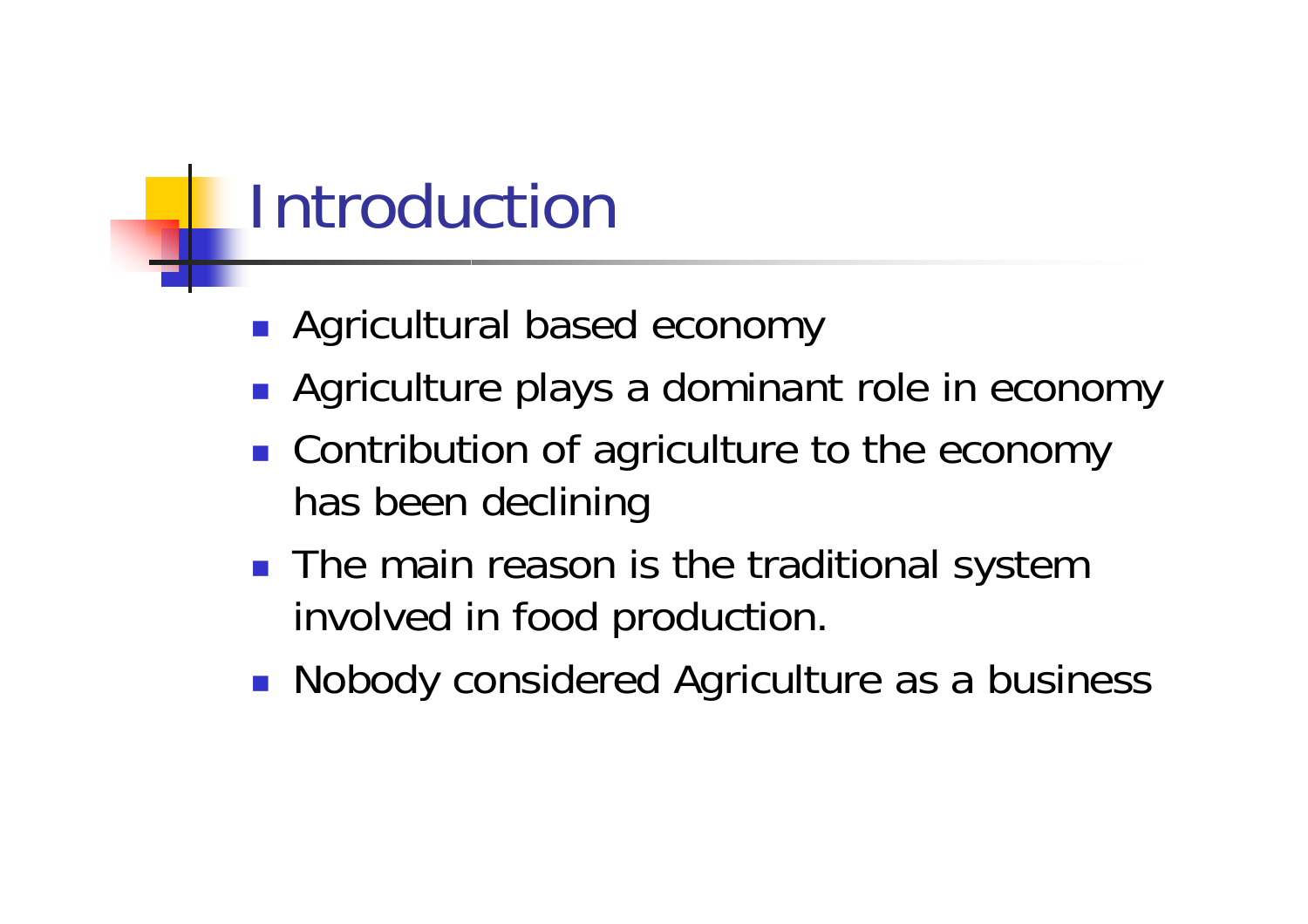# Introduction

- Agricultural based economy
- Agriculture plays a dominant role in economy
- Contribution of agriculture to the economy has been declining
- The main reason is the traditional system involved in food production.
- Nobody considered Agriculture as a business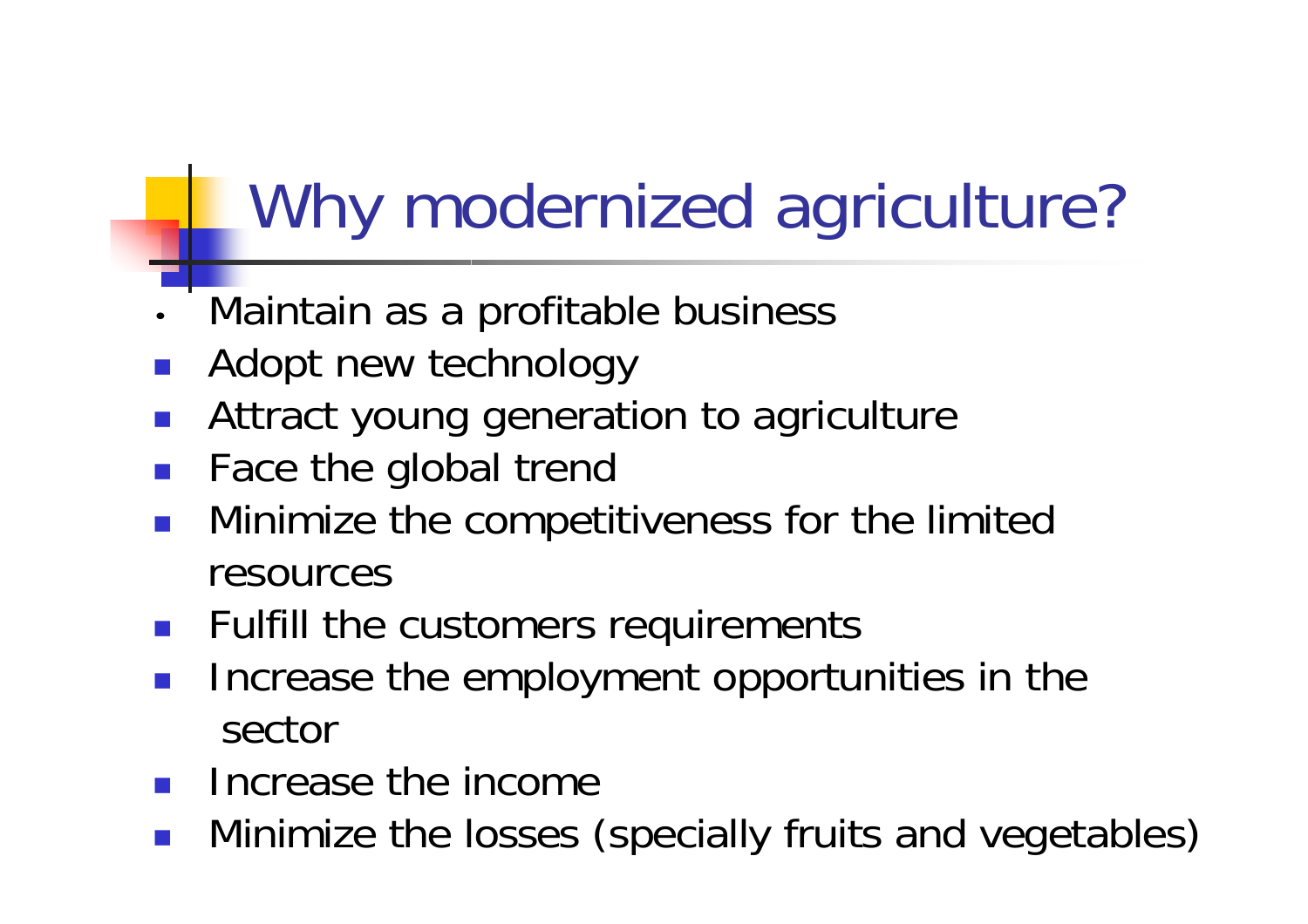# Why modernized agriculture?

- Maintain as a profitable business
- Adopt new technology
- Attract young generation to agriculture
- Face the global trend
- Minimize the competitiveness for the limited resources
- Fulfill the customers requirements
- Increase the employment opportunities in the sector
- Increase the income
- Minimize the losses (specially fruits and vegetables)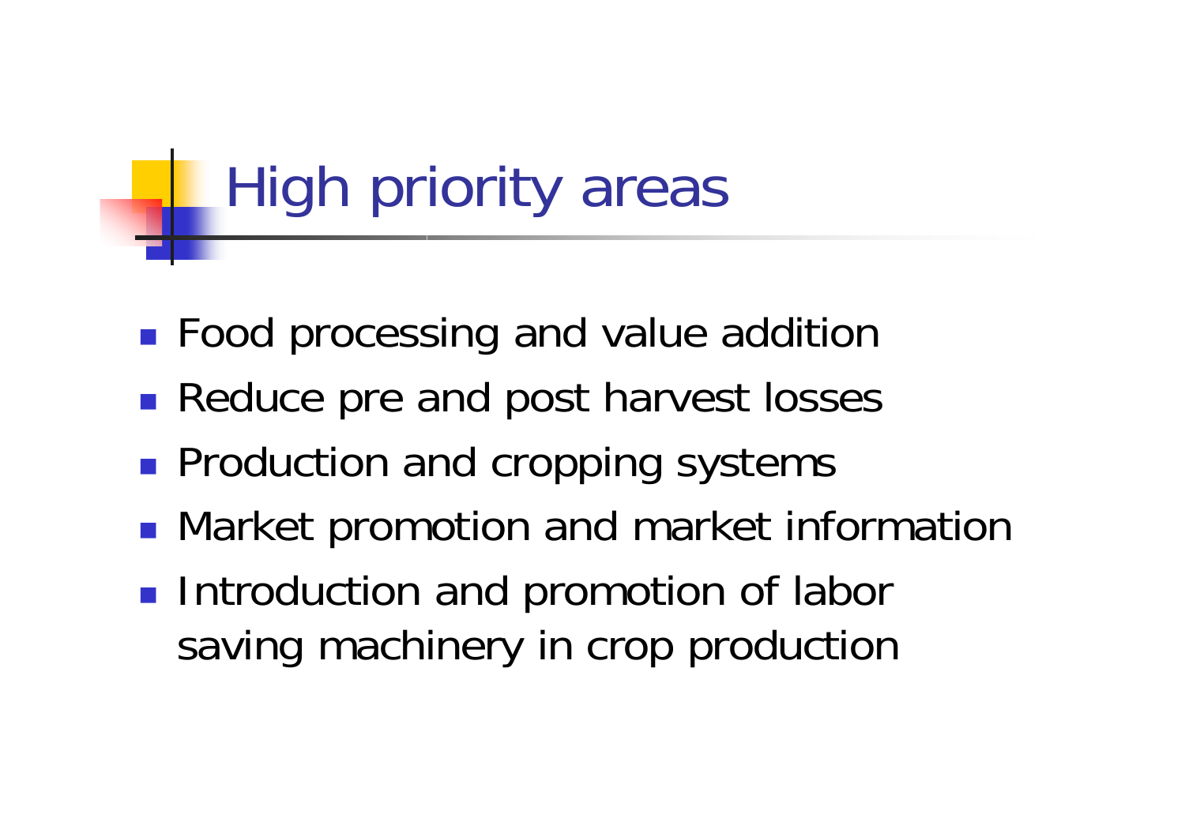# High priority areas

- Food processing and value addition
- Reduce pre and post harvest losses
- Production and cropping systems
- Market promotion and market information
- Introduction and promotion of labor saving machinery in crop production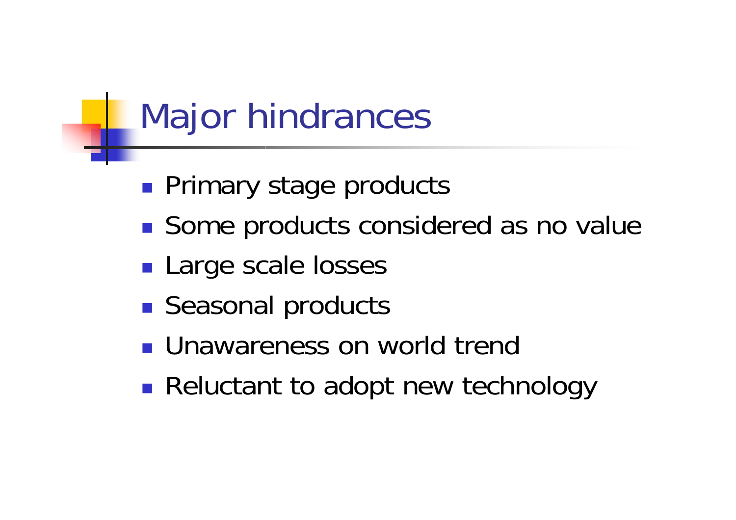# Major hindrances

- Primary stage products
- Some products considered as no value
- Large scale losses
- Seasonal products
- Unawareness on world trend
- Reluctant to adopt new technology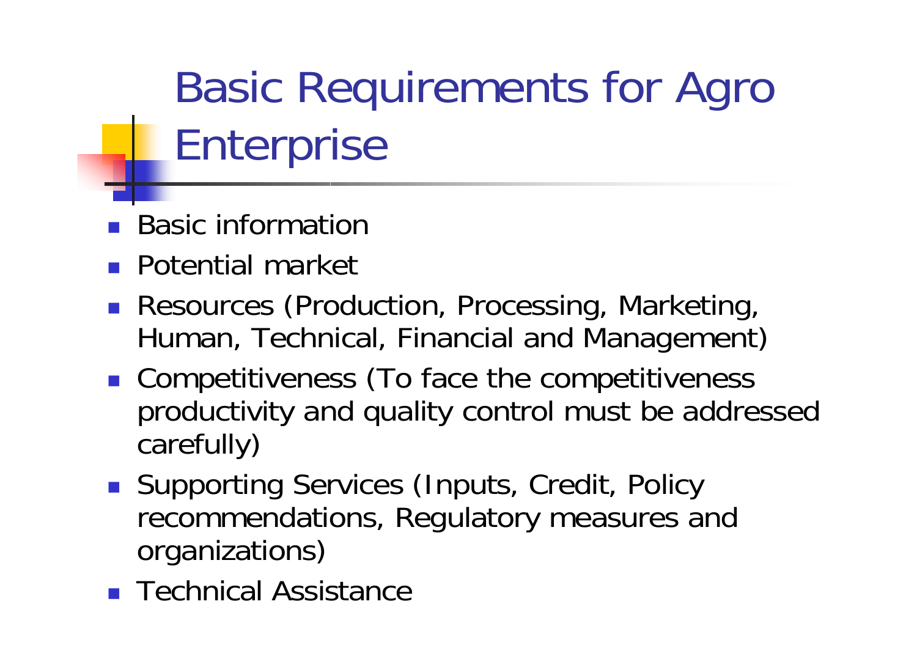# Basic Requirements for Agro Enterprise

- Basic information
- Potential market
- Resources (Production, Processing, Marketing, Human, Technical, Financial and Management)
- Competitiveness (To face the competitiveness productivity and quality control must be addressed carefully)
- Supporting Services (Inputs, Credit, Policy recommendations, Regulatory measures and organizations)
- Technical Assistance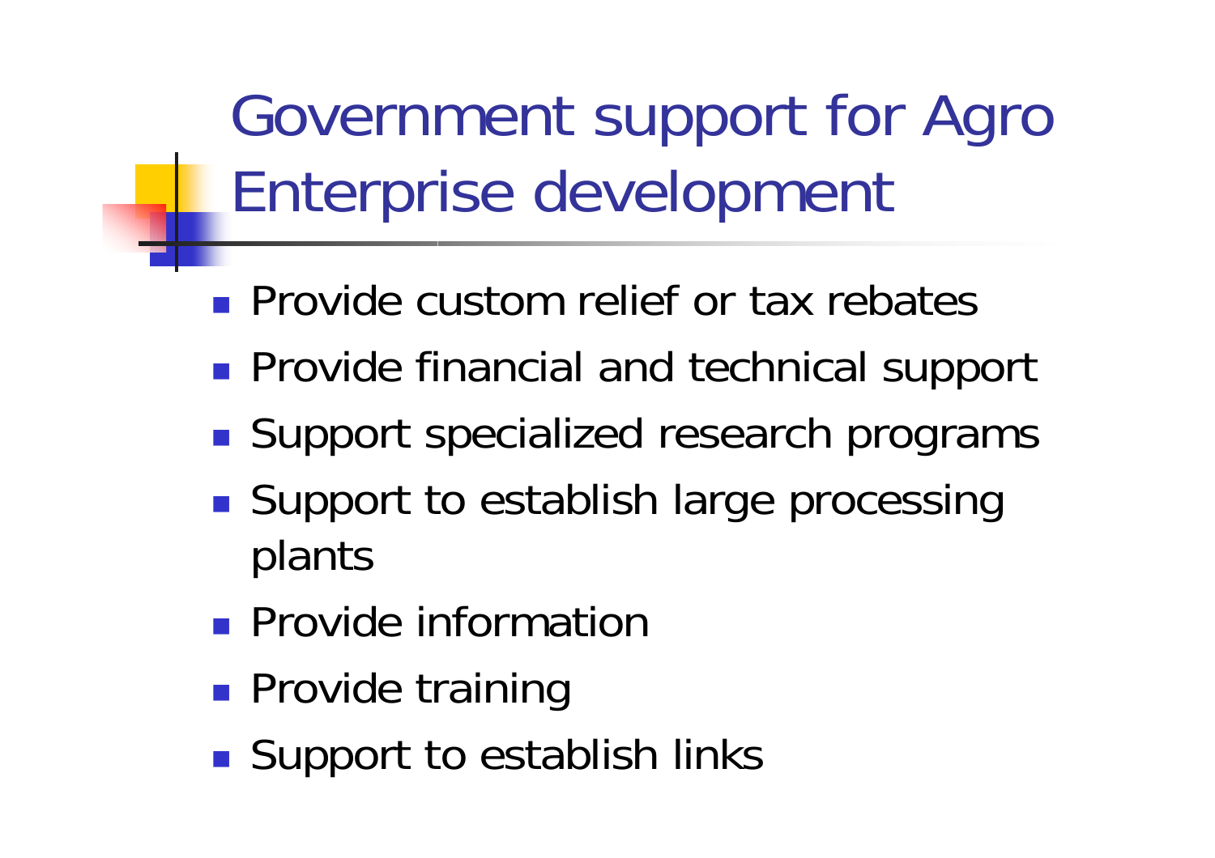# Government support for Agro Enterprise development

- Provide custom relief or tax rebates
- Provide financial and technical support
- Support specialized research programs
- Support to establish large processing plants
- Provide information
- Provide training
- Support to establish links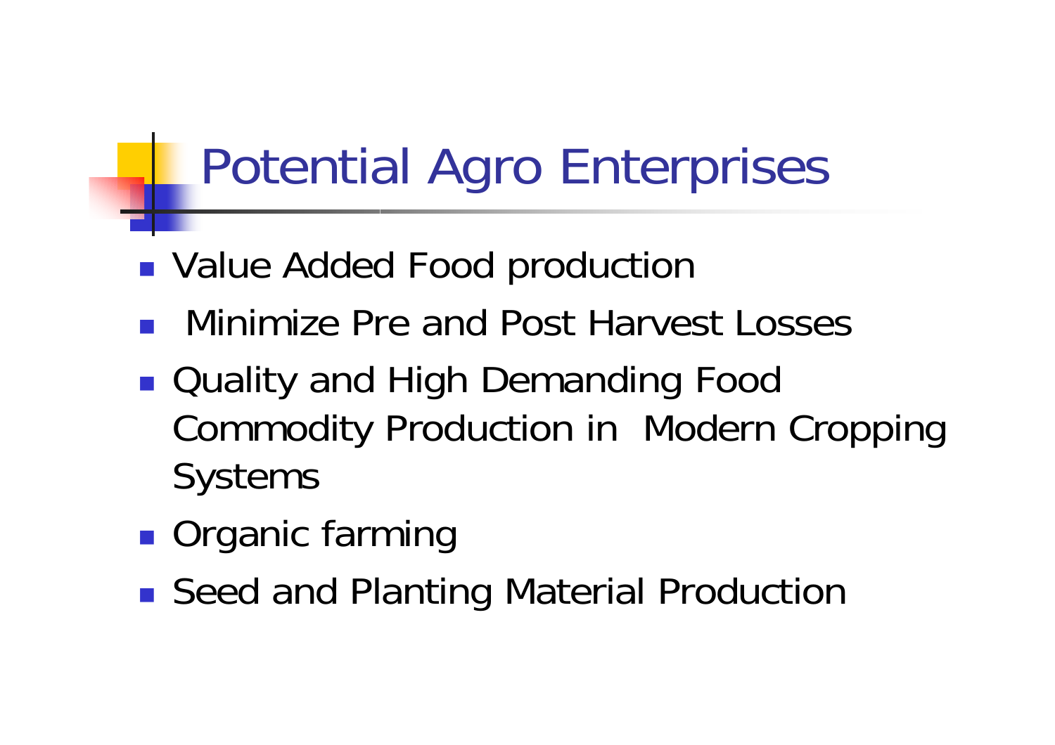# Potential Agro Enterprises

- Value Added Food production
- Minimize Pre and Post Harvest Losses
- Quality and High Demanding Food Commodity Production in Modern Cropping Systems
- Organic farming
- Seed and Planting Material Production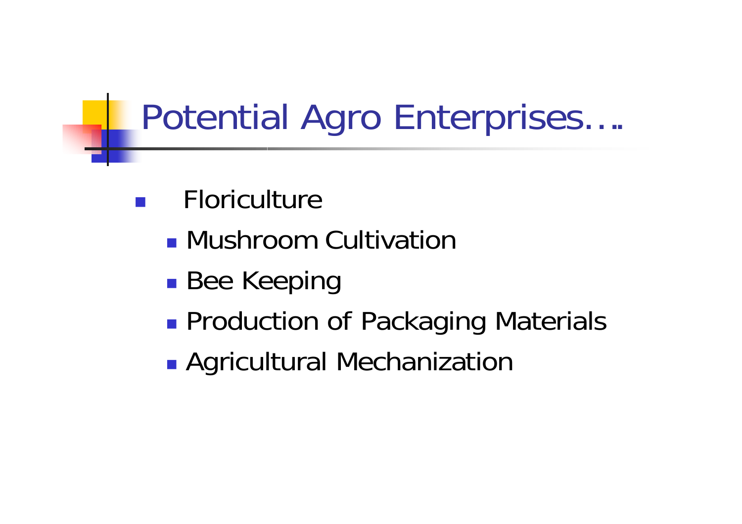# Potential Agro Enterprises….

- Floriculture
- Mushroom Cultivation
- Bee Keeping
- Production of Packaging Materials
- Agricultural Mechanization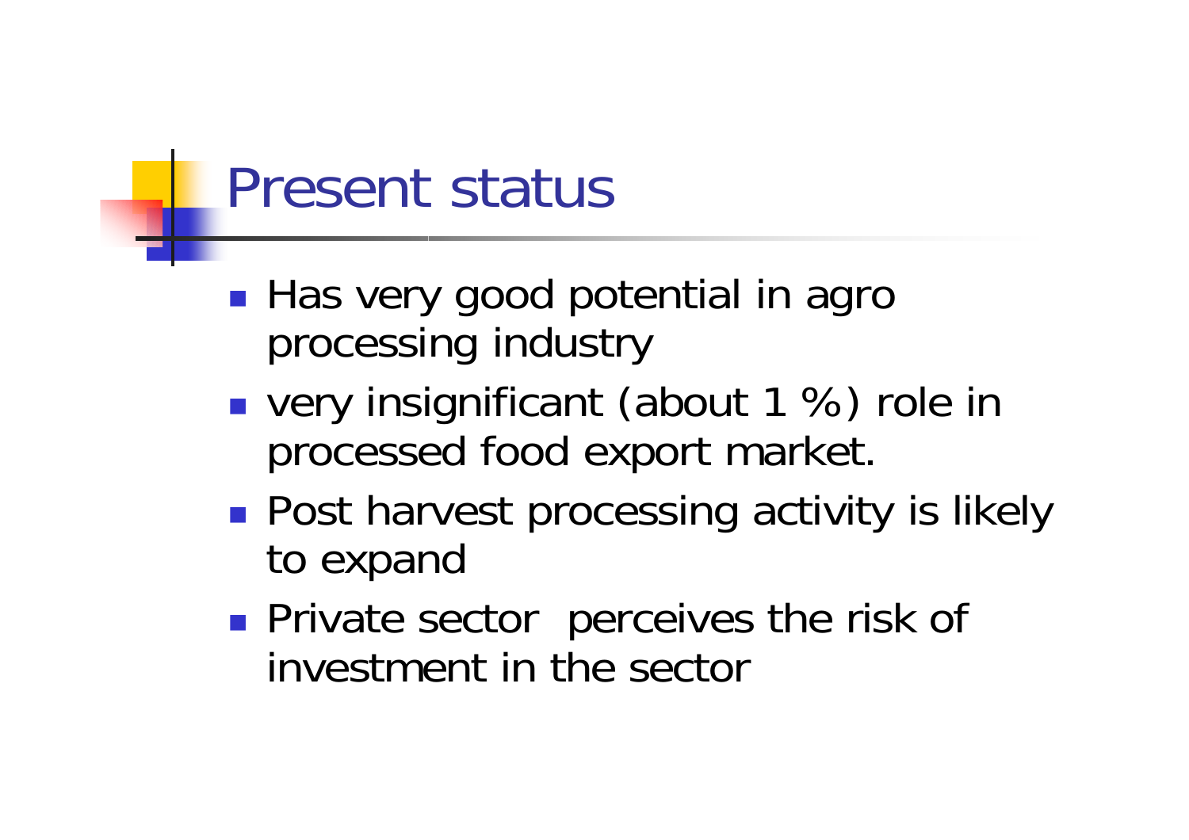# Present status

- Has very good potential in agro processing industry
- very insignificant (about 1 %) role in processed food export market.
- Post harvest processing activity is likely to expand
- Private sector perceives the risk of investment in the sector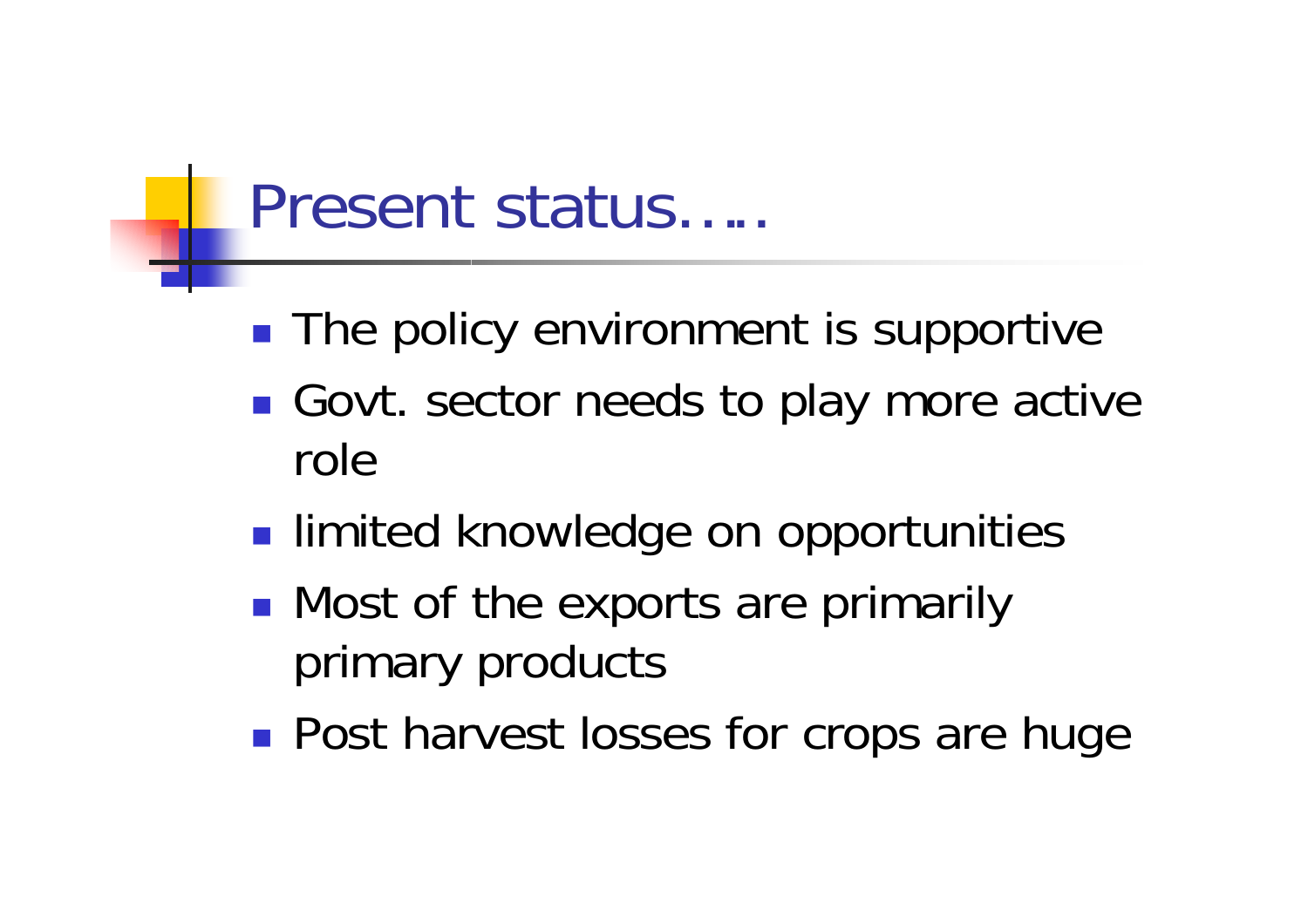# Present status…..

- The policy environment is supportive
- Govt. sector needs to play more active role
- limited knowledge on opportunities
- Most of the exports are primarily primary products
- Post harvest losses for crops are huge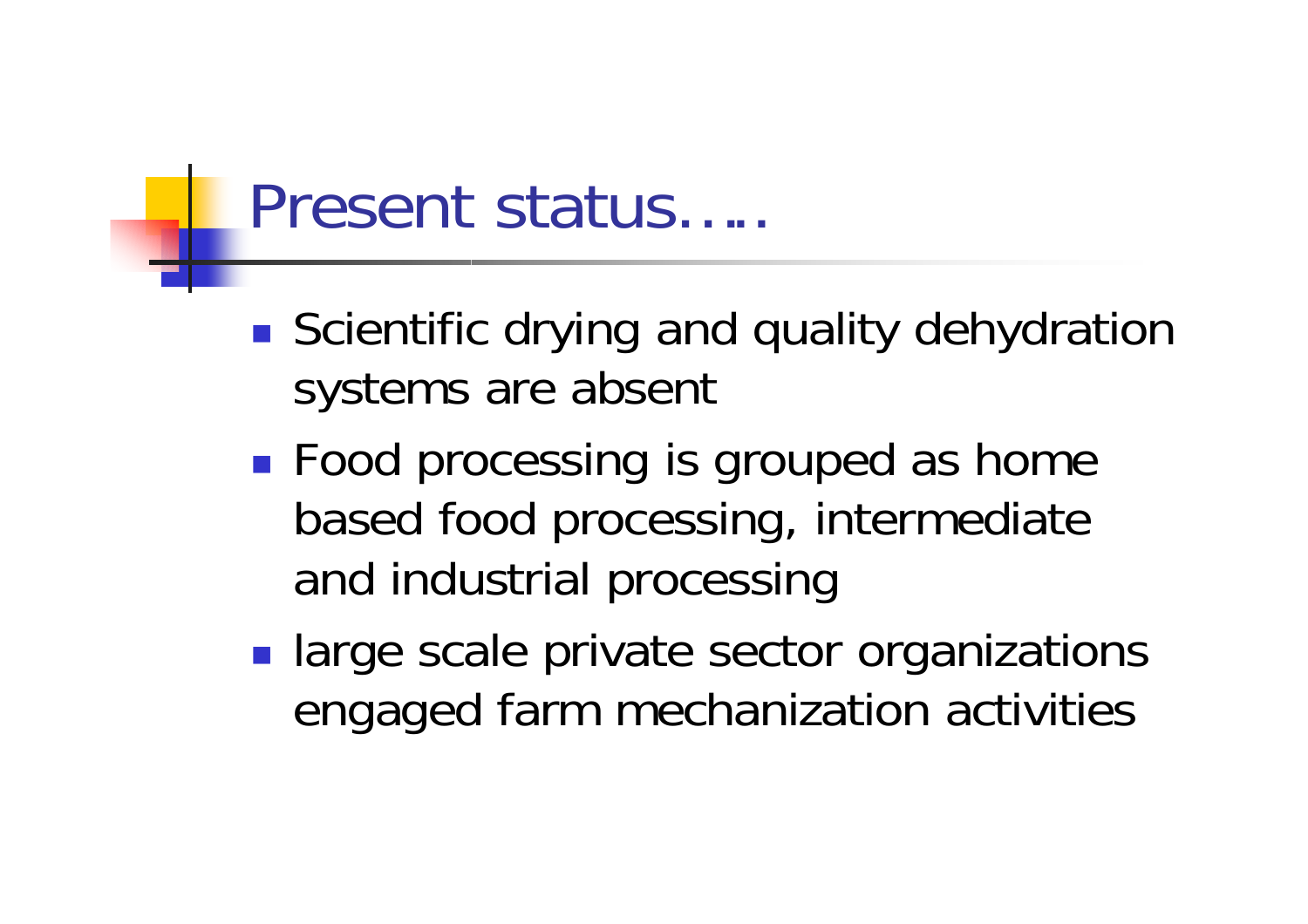# Present status…..

- Scientific drying and quality dehydration systems are absent
- Food processing is grouped as home based food processing, intermediate and industrial processing
- large scale private sector organizations engaged farm mechanization activities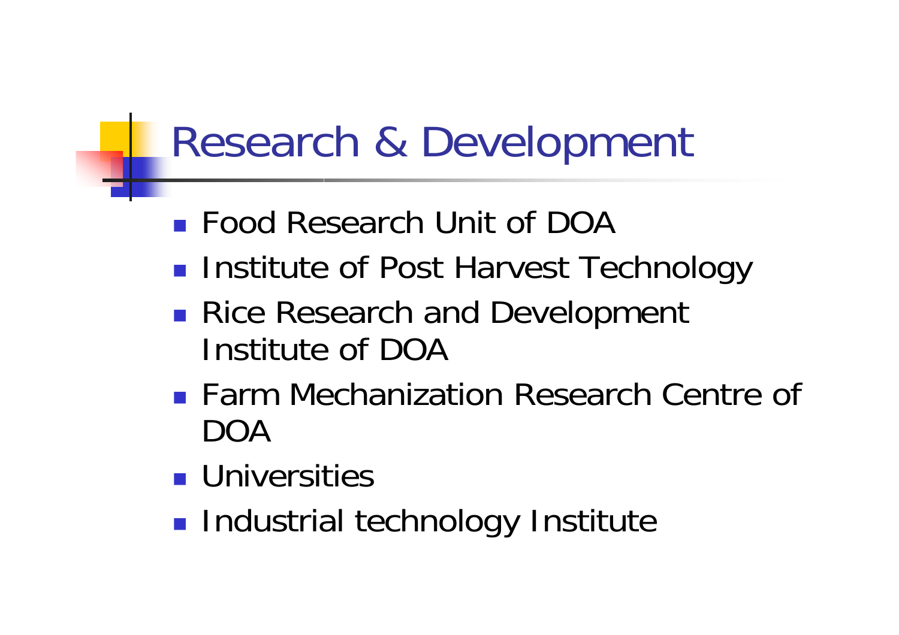# Research & Development

- Food Research Unit of DOA
- Institute of Post Harvest Technology
- Rice Research and Development Institute of DOA
- Farm Mechanization Research Centre of DOA
- Universities
- Industrial technology Institute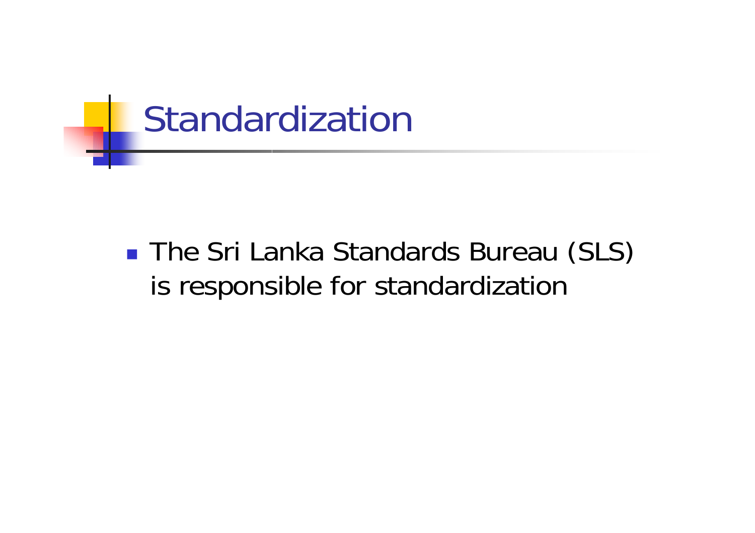# Standardization

- The Sri Lanka Standards Bureau (SLS) is responsible for standardization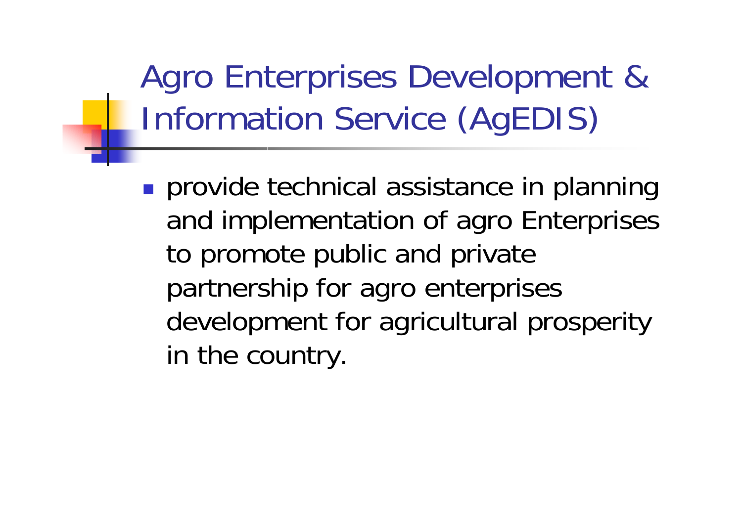# Agro Enterprises Development & Information Service (AgEDIS)

- provide technical assistance in planning and implementation of agro Enterprises to promote public and private partnership for agro enterprises development for agricultural prosperity in the country.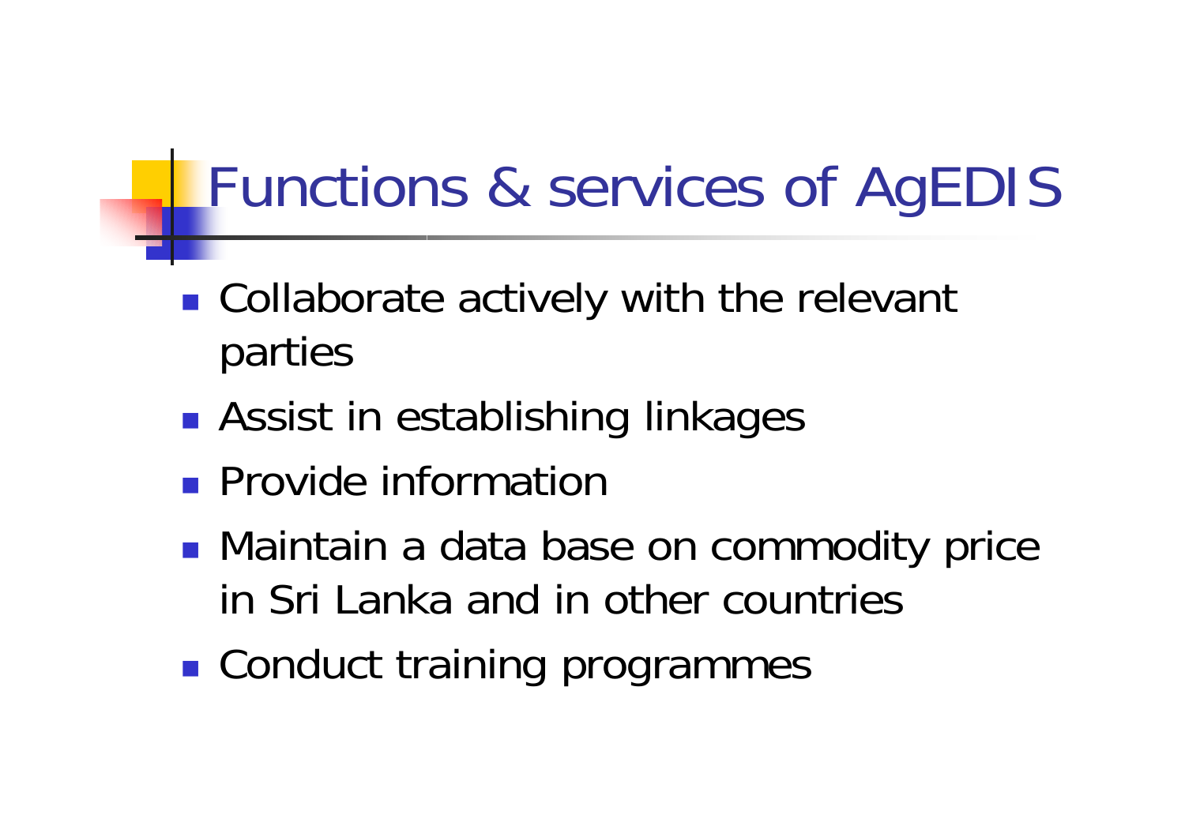# Functions & services of AgEDIS

- Collaborate actively with the relevant parties
- Assist in establishing linkages
- Provide information
- Maintain a data base on commodity price in Sri Lanka and in other countries
- Conduct training programmes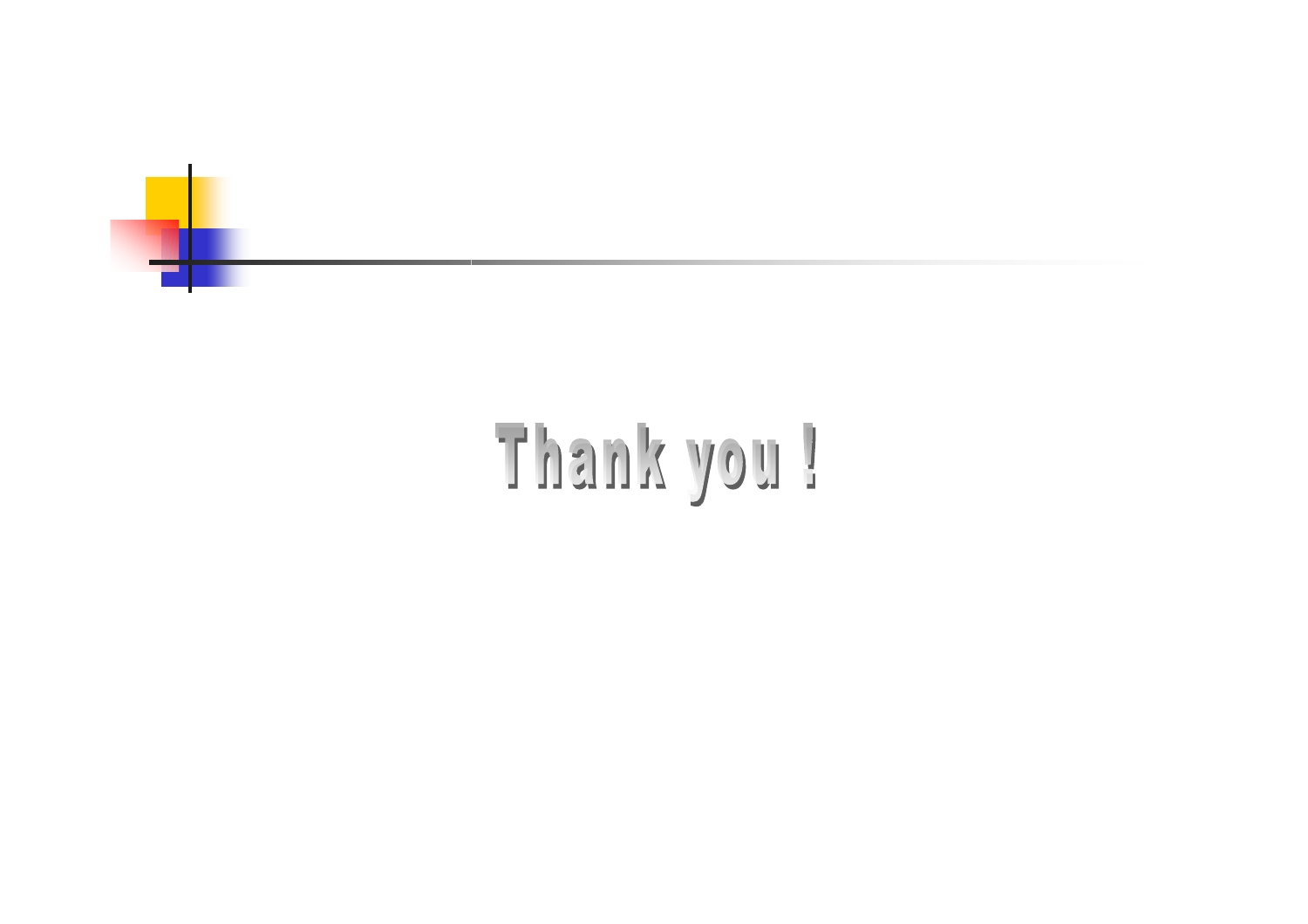# Thank you !